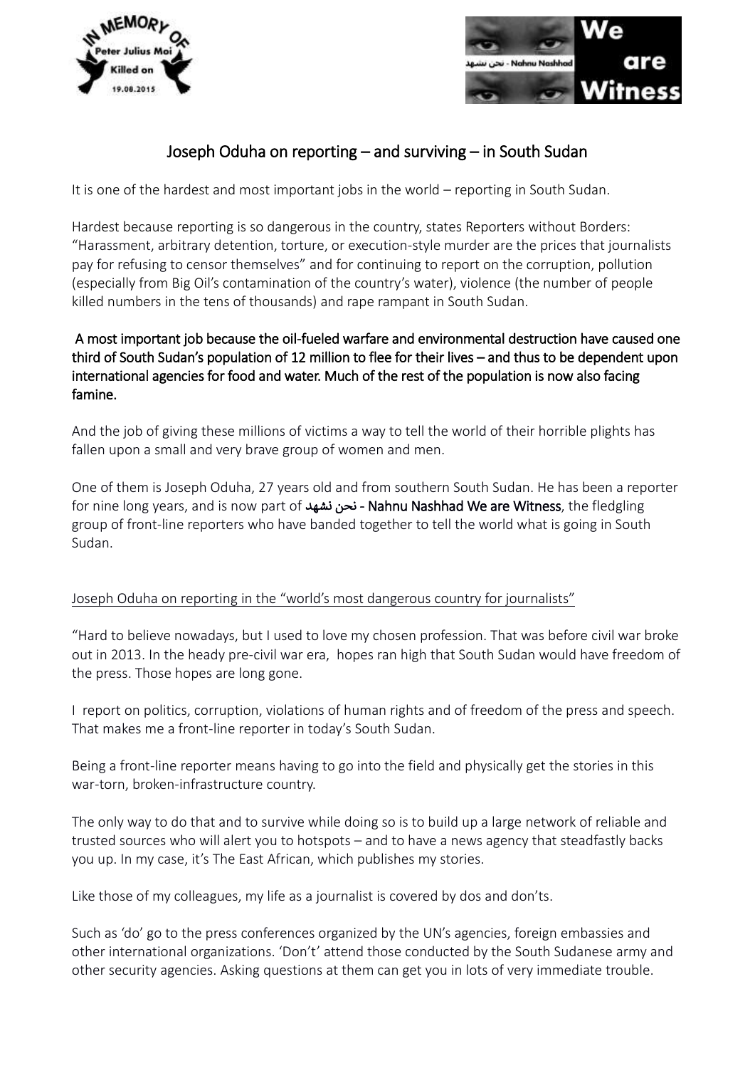# Joseph Oduha on reporting – and surviving – in South Sudan

It is one of the hardest and most important jobs in the world – reporting in South Sudan.

Hardest because reporting is so dangerous in the country, states Reporters without Borders: "Harassment, arbitrary detention, torture, or execution-style murder are the prices that journalists pay for refusing to censor themselves" and for continuing to report on the corruption, pollution (especially from Big Oil's contamination of the country's water), violence (the number of people killed numbers in the tens of thousands) and rape rampant in South Sudan.

**A most important job because the oil-fueled warfare and environmental destruction have caused one third of South Sudan's population of 12 million to flee for their lives – and thus to be dependent upon international agencies for food and water. Much of the rest of the population is now also facing famine.**

And the job of giving these millions of victims a way to tell the world of their horrible plights has fallen upon a small and very brave group of women and men.

One of them is Joseph Oduha, 27 years old and from southern South Sudan. He has been a reporter for nine long years, and is now part of **نحن نشهد - Nahnu Nashhad We are Witness**, the fledgling group of front-line reporters who have banded together to tell the world what is going in South Sudan.

Joseph Oduha on reporting in the "world's most dangerous country for journalists"

"Hard to believe nowadays, but I used to love my chosen profession. That was before civil war broke out in 2013. In the heady pre-civil war era, hopes ran high that South Sudan would have freedom of the press. Those hopes are long gone.

I report on politics, corruption, violations of human rights and of freedom of the press and speech. That makes me a front-line reporter in today's South Sudan.

Being a front-line reporter means having to go into the field and physically get the stories in this war-torn, broken-infrastructure country.

The only way to do that and to survive while doing so is to build up a large network of reliable and trusted sources who will alert you to hotspots – and to have a news agency that steadfastly backs you up. In my case, it's The East African, which publishes my stories.

Like those of my colleagues, my life as a journalist is covered by dos and don'ts.

Such as 'do' go to the press conferences organized by the UN's agencies, foreign embassies and other international organizations. 'Don't' attend those conducted by the South Sudanese army and other security agencies. Asking questions at them can get you in lots of very immediate trouble.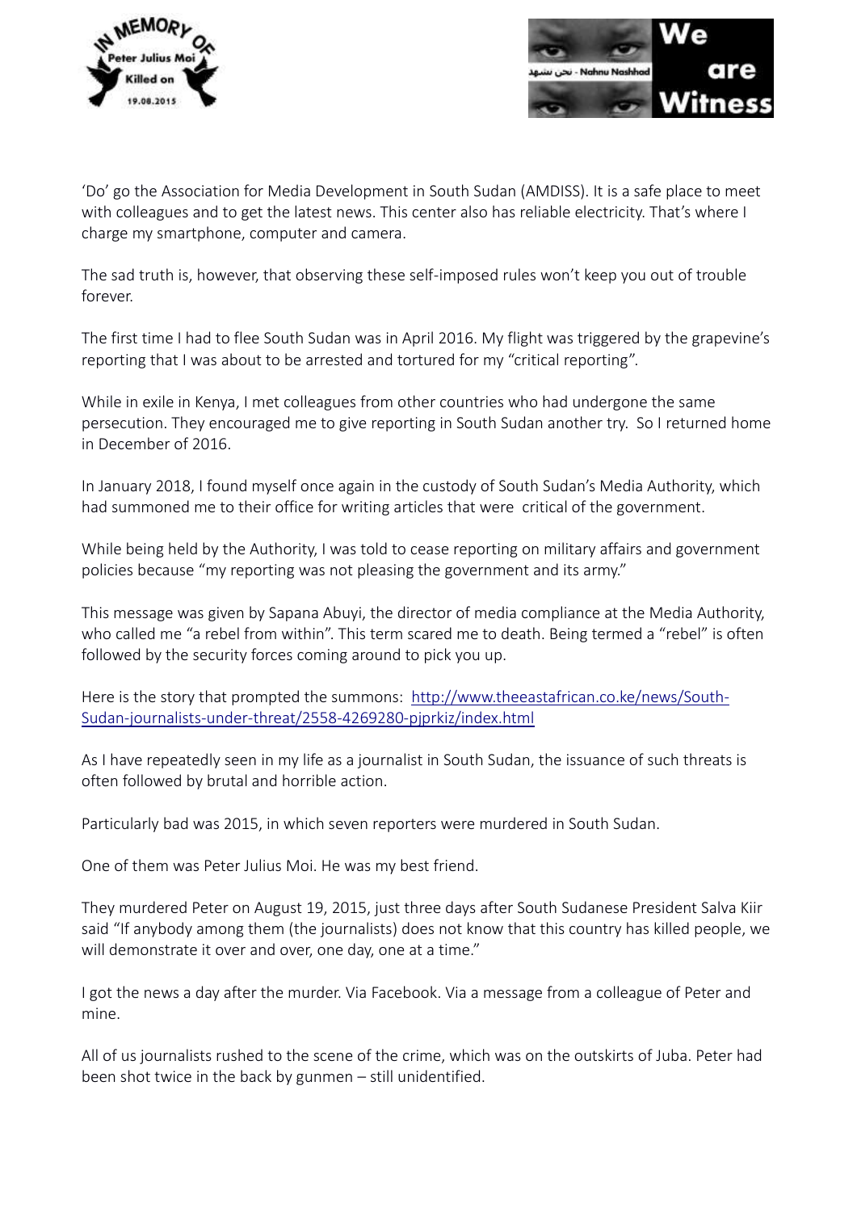'Do' go the Association for Media Development in South Sudan (AMDISS). It is a safe place to meet with colleagues and to get the latest news. This center also has reliable electricity. That's where I charge my smartphone, computer and camera.

The sad truth is, however, that observing these self-imposed rules won't keep you out of trouble forever.

The first time I had to flee South Sudan was in April 2016. My flight was triggered by the grapevine's reporting that I was about to be arrested and tortured for my "critical reporting".

While in exile in Kenya, I met colleagues from other countries who had undergone the same persecution. They encouraged me to give reporting in South Sudan another try. So I returned home in December of 2016.

In January 2018, I found myself once again in the custody of South Sudan's Media Authority, which had summoned me to their office for writing articles that were critical of the government.

While being held by the Authority, I was told to cease reporting on military affairs and government policies because "my reporting was not pleasing the government and its army."

This message was given by Sapana Abuyi, the director of media compliance at the Media Authority, who called me "a rebel from within". This term scared me to death. Being termed a "rebel" is often followed by the security forces coming around to pick you up.

Here is the story that prompted the summons: [http://www.theeastafrican.co.ke/news/South-Sudan-journalists-under-threat/2558-4269280-pjprkiz/index.html](http://www.theeastafrican.co.ke/news/South-Sudan-journalists-under-threat/2558-4269280-pjprkiz/index.html)

As I have repeatedly seen in my life as a journalist in South Sudan, the issuance of such threats is often followed by brutal and horrible action.

Particularly bad was 2015, in which seven reporters were murdered in South Sudan.

One of them was Peter Julius Moi. He was my best friend.

They murdered Peter on August 19, 2015, just three days after South Sudanese President Salva Kiir said "If anybody among them (the journalists) does not know that this country has killed people, we will demonstrate it over and over, one day, one at a time."

I got the news a day after the murder. Via Facebook. Via a message from a colleague of Peter and mine.

All of us journalists rushed to the scene of the crime, which was on the outskirts of Juba. Peter had been shot twice in the back by gunmen – still unidentified.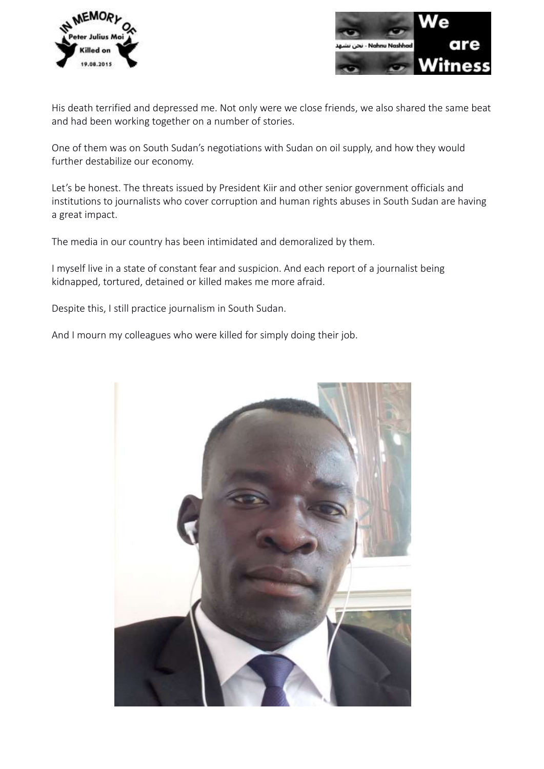His death terrified and depressed me. Not only were we close friends, we also shared the same beat and had been working together on a number of stories.

One of them was on South Sudan's negotiations with Sudan on oil supply, and how they would further destabilize our economy.

Let's be honest. The threats issued by President Kiir and other senior government officials and institutions to journalists who cover corruption and human rights abuses in South Sudan are having a great impact.

The media in our country has been intimidated and demoralized by them.

I myself live in a state of constant fear and suspicion. And each report of a journalist being kidnapped, tortured, detained or killed makes me more afraid.

Despite this, I still practice journalism in South Sudan.

And I mourn my colleagues who were killed for simply doing their job.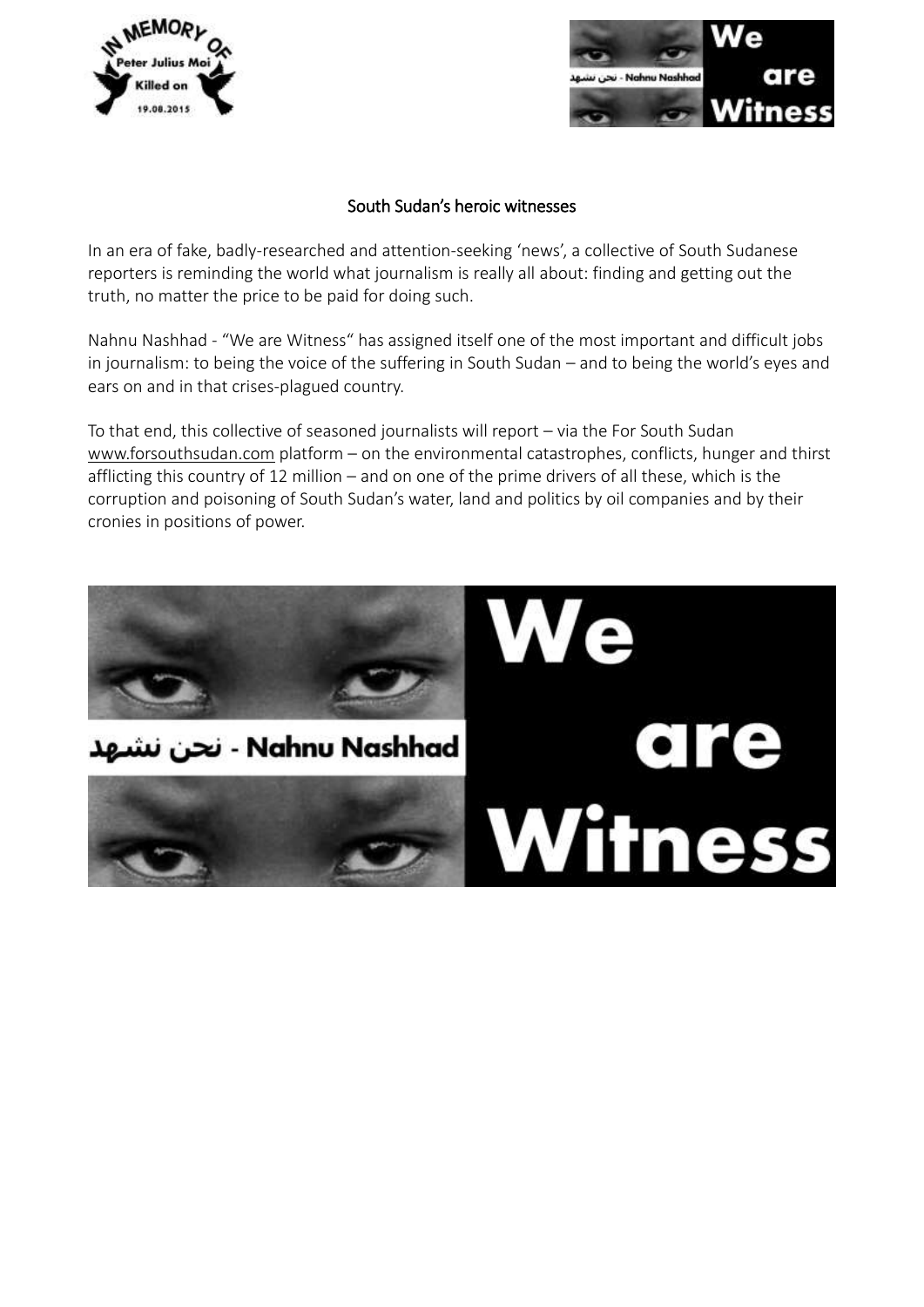## South Sudan's heroic witnesses

In an era of fake, badly-researched and attention-seeking 'news', a collective of South Sudanese reporters is reminding the world what journalism is really all about: finding and getting out the truth, no matter the price to be paid for doing such.

Nahnu Nashhad - "We are Witness" has assigned itself one of the most important and difficult jobs in journalism: to being the voice of the suffering in South Sudan – and to being the world's eyes and ears on and in that crises-plagued country.

To that end, this collective of seasoned journalists will report – via the For South Sudan www.forsouthsudan.com platform – on the environmental catastrophes, conflicts, hunger and thirst afflicting this country of 12 million – and on one of the prime drivers of all these, which is the corruption and poisoning of South Sudan's water, land and politics by oil companies and by their cronies in positions of power.